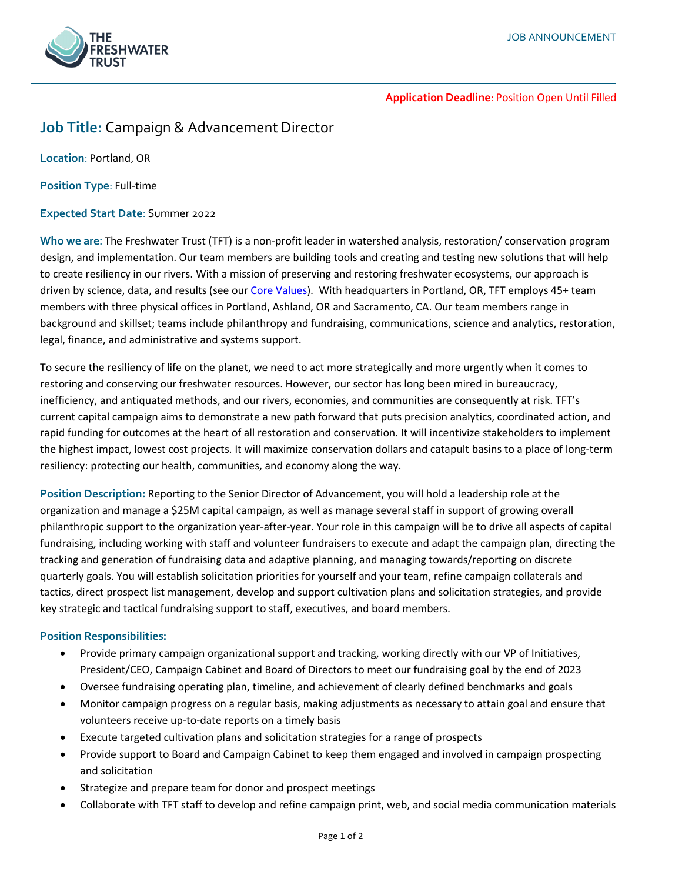THE FRESHWATER TRUST

JOB ANNOUNCEMENT

**Application Deadline**: Position Open Until Filled

## Job Title: Campaign & Advancement Director

**Location**: Portland, OR

**Position Type**: Full-time

**Expected Start Date**: Summer 2022

**Who we are**: The Freshwater Trust (TFT) is a non-profit leader in watershed analysis, restoration/ conservation program design, and implementation. Our team members are building tools and creating and testing new solutions that will help to create resiliency in our rivers. With a mission of preserving and restoring freshwater ecosystems, our approach is driven by science, data, and results (see our Core Values). With headquarters in Portland, OR, TFT employs 45+ team members with three physical offices in Portland, Ashland, OR and Sacramento, CA. Our team members range in background and skillset; teams include philanthropy and fundraising, communications, science and analytics, restoration, legal, finance, and administrative and systems support.

To secure the resiliency of life on the planet, we need to act more strategically and more urgently when it comes to restoring and conserving our freshwater resources. However, our sector has long been mired in bureaucracy, inefficiency, and antiquated methods, and our rivers, economies, and communities are consequently at risk. TFT's current capital campaign aims to demonstrate a new path forward that puts precision analytics, coordinated action, and rapid funding for outcomes at the heart of all restoration and conservation. It will incentivize stakeholders to implement the highest impact, lowest cost projects. It will maximize conservation dollars and catapult basins to a place of long-term resiliency: protecting our health, communities, and economy along the way.

**Position Description:** Reporting to the Senior Director of Advancement, you will hold a leadership role at the organization and manage a $25M capital campaign, as well as manage several staff in support of growing overall philanthropic support to the organization year-after-year. Your role in this campaign will be to drive all aspects of capital fundraising, including working with staff and volunteer fundraisers to execute and adapt the campaign plan, directing the tracking and generation of fundraising data and adaptive planning, and managing towards/reporting on discrete quarterly goals. You will establish solicitation priorities for yourself and your team, refine campaign collaterals and tactics, direct prospect list management, develop and support cultivation plans and solicitation strategies, and provide key strategic and tactical fundraising support to staff, executives, and board members.

### Position Responsibilities:

- Provide primary campaign organizational support and tracking, working directly with our VP of Initiatives, President/CEO, Campaign Cabinet and Board of Directors to meet our fundraising goal by the end of 2023
- Oversee fundraising operating plan, timeline, and achievement of clearly defined benchmarks and goals
- Monitor campaign progress on a regular basis, making adjustments as necessary to attain goal and ensure that volunteers receive up-to-date reports on a timely basis
- Execute targeted cultivation plans and solicitation strategies for a range of prospects
- Provide support to Board and Campaign Cabinet to keep them engaged and involved in campaign prospecting and solicitation
- Strategize and prepare team for donor and prospect meetings
- Collaborate with TFT staff to develop and refine campaign print, web, and social media communication materials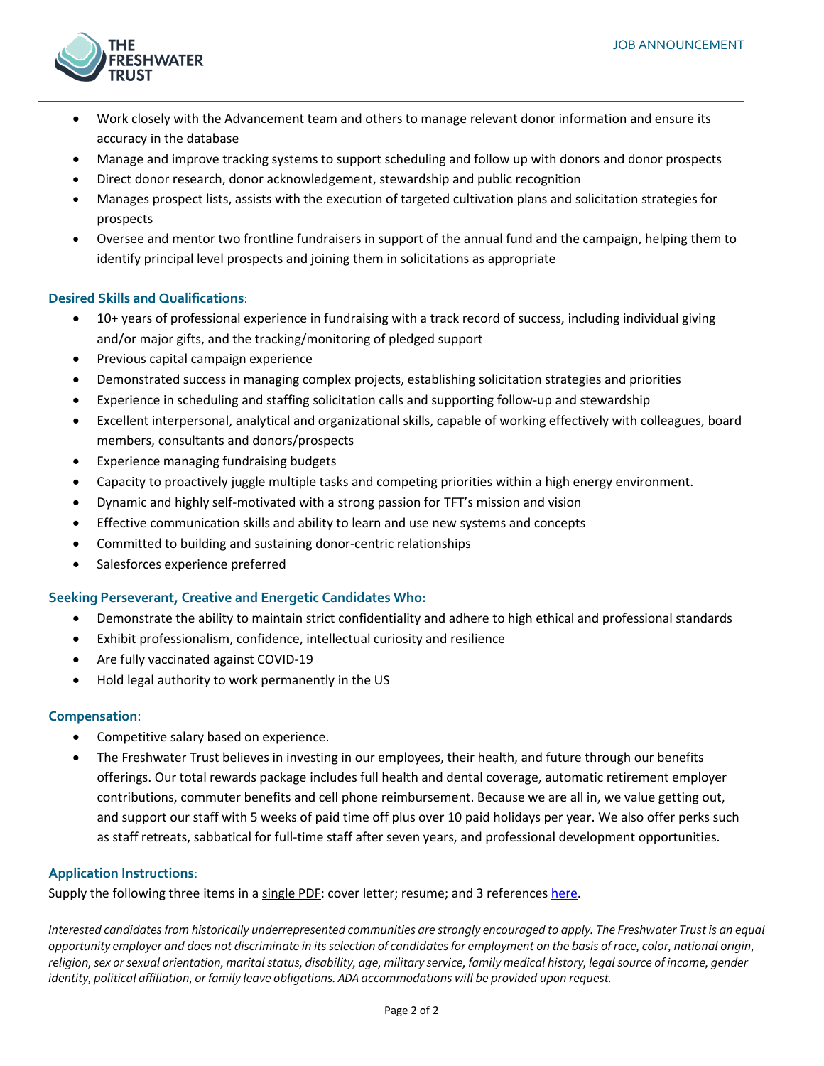- Work closely with the Advancement team and others to manage relevant donor information and ensure its accuracy in the database
- Manage and improve tracking systems to support scheduling and follow up with donors and donor prospects
- Direct donor research, donor acknowledgement, stewardship and public recognition
- Manages prospect lists, assists with the execution of targeted cultivation plans and solicitation strategies for prospects
- Oversee and mentor two frontline fundraisers in support of the annual fund and the campaign, helping them to identify principal level prospects and joining them in solicitations as appropriate

### Desired Skills and Qualifications:

- 10+ years of professional experience in fundraising with a track record of success, including individual giving and/or major gifts, and the tracking/monitoring of pledged support
- Previous capital campaign experience
- Demonstrated success in managing complex projects, establishing solicitation strategies and priorities
- Experience in scheduling and staffing solicitation calls and supporting follow-up and stewardship
- Excellent interpersonal, analytical and organizational skills, capable of working effectively with colleagues, board members, consultants and donors/prospects
- Experience managing fundraising budgets
- Capacity to proactively juggle multiple tasks and competing priorities within a high energy environment.
- Dynamic and highly self-motivated with a strong passion for TFT's mission and vision
- Effective communication skills and ability to learn and use new systems and concepts
- Committed to building and sustaining donor-centric relationships
- Salesforces experience preferred

### Seeking Perseverant, Creative and Energetic Candidates Who:

- Demonstrate the ability to maintain strict confidentiality and adhere to high ethical and professional standards
- Exhibit professionalism, confidence, intellectual curiosity and resilience
- Are fully vaccinated against COVID-19
- Hold legal authority to work permanently in the US

### Compensation:

- Competitive salary based on experience.
- The Freshwater Trust believes in investing in our employees, their health, and future through our benefits offerings. Our total rewards package includes full health and dental coverage, automatic retirement employer contributions, commuter benefits and cell phone reimbursement. Because we are all in, we value getting out, and support our staff with 5 weeks of paid time off plus over 10 paid holidays per year. We also offer perks such as staff retreats, sabbatical for full-time staff after seven years, and professional development opportunities.

### Application Instructions:

Supply the following three items in a single PDF: cover letter; resume; and 3 references here.

*Interested candidates from historically underrepresented communities are strongly encouraged to apply. The Freshwater Trust is an equal opportunity employer and does not discriminate in its selection of candidates for employment on the basis of race, color, national origin, religion, sex or sexual orientation, marital status, disability, age, military service, family medical history, legal source of income, gender identity, political affiliation, or family leave obligations. ADA accommodations will be provided upon request.*